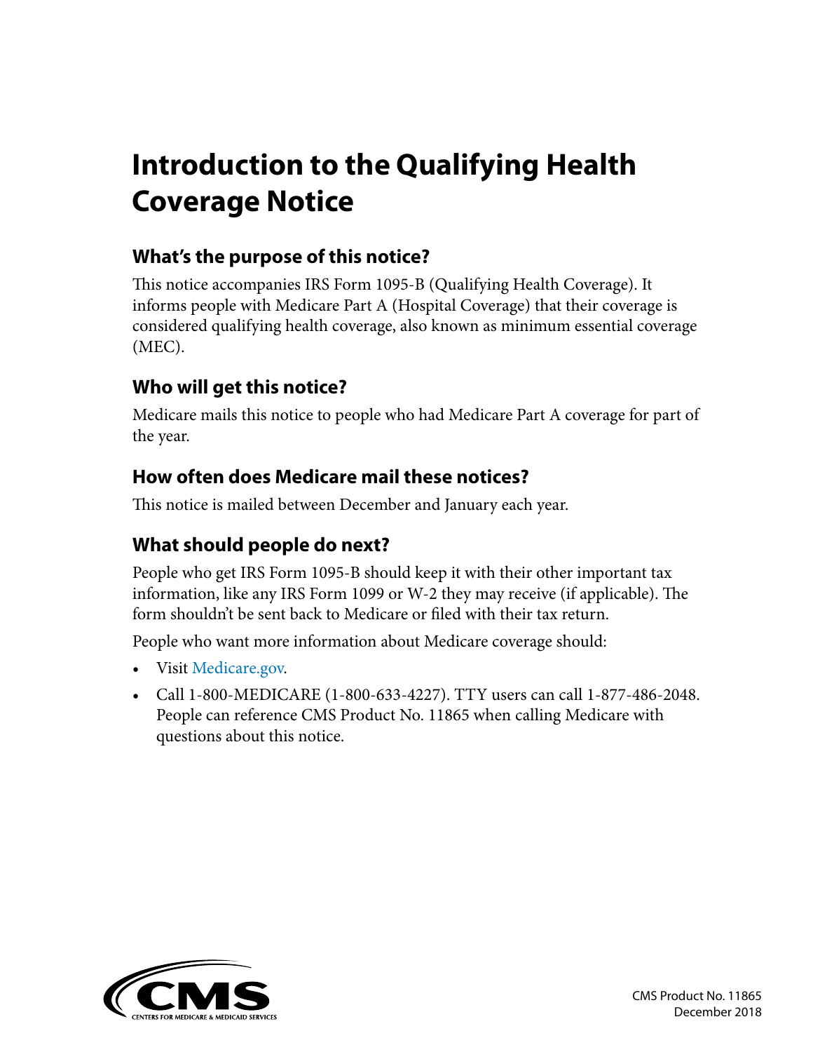# Introduction to the Qualifying Health Coverage Notice

## What's the purpose of this notice?

This notice accompanies IRS Form 1095-B (Qualifying Health Coverage). It informs people with Medicare Part A (Hospital Coverage) that their coverage is considered qualifying health coverage, also known as minimum essential coverage (MEC).

## Who will get this notice?

Medicare mails this notice to people who had Medicare Part A coverage for part of the year.

## How often does Medicare mail these notices?

This notice is mailed between December and January each year.

## What should people do next?

People who get IRS Form 1095-B should keep it with their other important tax information, like any IRS Form 1099 or W-2 they may receive (if applicable). The form shouldn't be sent back to Medicare or filed with their tax return.

People who want more information about Medicare coverage should:

- Visit Medicare.gov.
- Call 1-800-MEDICARE (1-800-633-4227). TTY users can call 1-877-486-2048. People can reference CMS Product No. 11865 when calling Medicare with questions about this notice.

CMS Product No. 11865
December 2018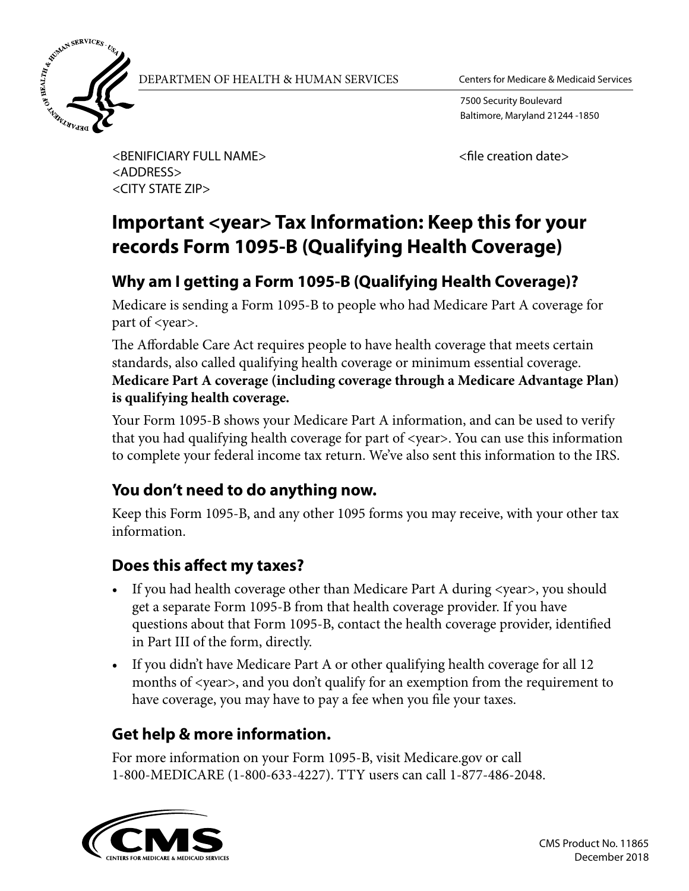DEPARTMEN OF HEALTH & HUMAN SERVICES

Centers for Medicare & Medicaid Services

7500 Security Boulevard
Baltimore, Maryland 21244 -1850

<BENIFICIARY FULL NAME>
<ADDRESS>
<CITY STATE ZIP>

<file creation date>

# Important <year> Tax Information: Keep this for your records Form 1095-B (Qualifying Health Coverage)

## Why am I getting a Form 1095-B (Qualifying Health Coverage)?

Medicare is sending a Form 1095-B to people who had Medicare Part A coverage for part of <year>.

The Affordable Care Act requires people to have health coverage that meets certain standards, also called qualifying health coverage or minimum essential coverage. **Medicare Part A coverage (including coverage through a Medicare Advantage Plan) is qualifying health coverage.**

Your Form 1095-B shows your Medicare Part A information, and can be used to verify that you had qualifying health coverage for part of <year>. You can use this information to complete your federal income tax return. We've also sent this information to the IRS.

## You don't need to do anything now.

Keep this Form 1095-B, and any other 1095 forms you may receive, with your other tax information.

## Does this affect my taxes?

- If you had health coverage other than Medicare Part A during <year>, you should get a separate Form 1095-B from that health coverage provider. If you have questions about that Form 1095-B, contact the health coverage provider, identified in Part III of the form, directly.
- If you didn't have Medicare Part A or other qualifying health coverage for all 12 months of <year>, and you don't qualify for an exemption from the requirement to have coverage, you may have to pay a fee when you file your taxes.

## Get help & more information.

For more information on your Form 1095-B, visit Medicare.gov or call 1-800-MEDICARE (1-800-633-4227). TTY users can call 1-877-486-2048.

CMS Product No. 11865
December 2018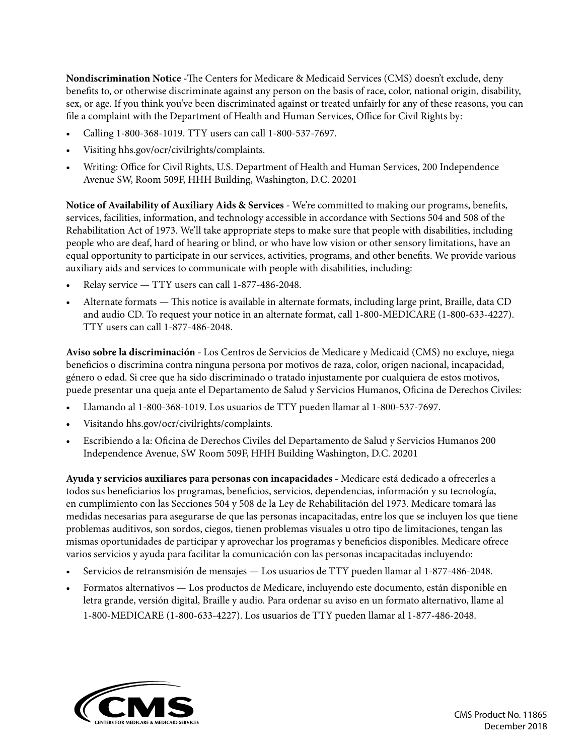**Nondiscrimination Notice** -The Centers for Medicare & Medicaid Services (CMS) doesn't exclude, deny benefits to, or otherwise discriminate against any person on the basis of race, color, national origin, disability, sex, or age. If you think you've been discriminated against or treated unfairly for any of these reasons, you can file a complaint with the Department of Health and Human Services, Office for Civil Rights by:

- Calling 1-800-368-1019. TTY users can call 1-800-537-7697.
- Visiting hhs.gov/ocr/civilrights/complaints.
- Writing: Office for Civil Rights, U.S. Department of Health and Human Services, 200 Independence Avenue SW, Room 509F, HHH Building, Washington, D.C. 20201

**Notice of Availability of Auxiliary Aids & Services** - We're committed to making our programs, benefits, services, facilities, information, and technology accessible in accordance with Sections 504 and 508 of the Rehabilitation Act of 1973. We'll take appropriate steps to make sure that people with disabilities, including people who are deaf, hard of hearing or blind, or who have low vision or other sensory limitations, have an equal opportunity to participate in our services, activities, programs, and other benefits. We provide various auxiliary aids and services to communicate with people with disabilities, including:

- Relay service — TTY users can call 1-877-486-2048.
- Alternate formats — This notice is available in alternate formats, including large print, Braille, data CD and audio CD. To request your notice in an alternate format, call 1-800-MEDICARE (1-800-633-4227). TTY users can call 1-877-486-2048.

**Aviso sobre la discriminación** - Los Centros de Servicios de Medicare y Medicaid (CMS) no excluye, niega beneficios o discrimina contra ninguna persona por motivos de raza, color, origen nacional, incapacidad, género o edad. Si cree que ha sido discriminado o tratado injustamente por cualquiera de estos motivos, puede presentar una queja ante el Departamento de Salud y Servicios Humanos, Oficina de Derechos Civiles:

- Llamando al 1-800-368-1019. Los usuarios de TTY pueden llamar al 1-800-537-7697.
- Visitando hhs.gov/ocr/civilrights/complaints.
- Escribiendo a la: Oficina de Derechos Civiles del Departamento de Salud y Servicios Humanos 200 Independence Avenue, SW Room 509F, HHH Building Washington, D.C. 20201

**Ayuda y servicios auxiliares para personas con incapacidades** - Medicare está dedicado a ofrecerles a todos sus beneficiarios los programas, beneficios, servicios, dependencias, información y su tecnología, en cumplimiento con las Secciones 504 y 508 de la Ley de Rehabilitación del 1973. Medicare tomará las medidas necesarias para asegurarse de que las personas incapacitadas, entre los que se incluyen los que tiene problemas auditivos, son sordos, ciegos, tienen problemas visuales u otro tipo de limitaciones, tengan las mismas oportunidades de participar y aprovechar los programas y beneficios disponibles. Medicare ofrece varios servicios y ayuda para facilitar la comunicación con las personas incapacitadas incluyendo:

- Servicios de retransmisión de mensajes — Los usuarios de TTY pueden llamar al 1-877-486-2048.
- Formatos alternativos — Los productos de Medicare, incluyendo este documento, están disponible en letra grande, versión digital, Braille y audio. Para ordenar su aviso en un formato alternativo, llame al 1-800-MEDICARE (1-800-633-4227). Los usuarios de TTY pueden llamar al 1-877-486-2048.

CMS Product No. 11865
December 2018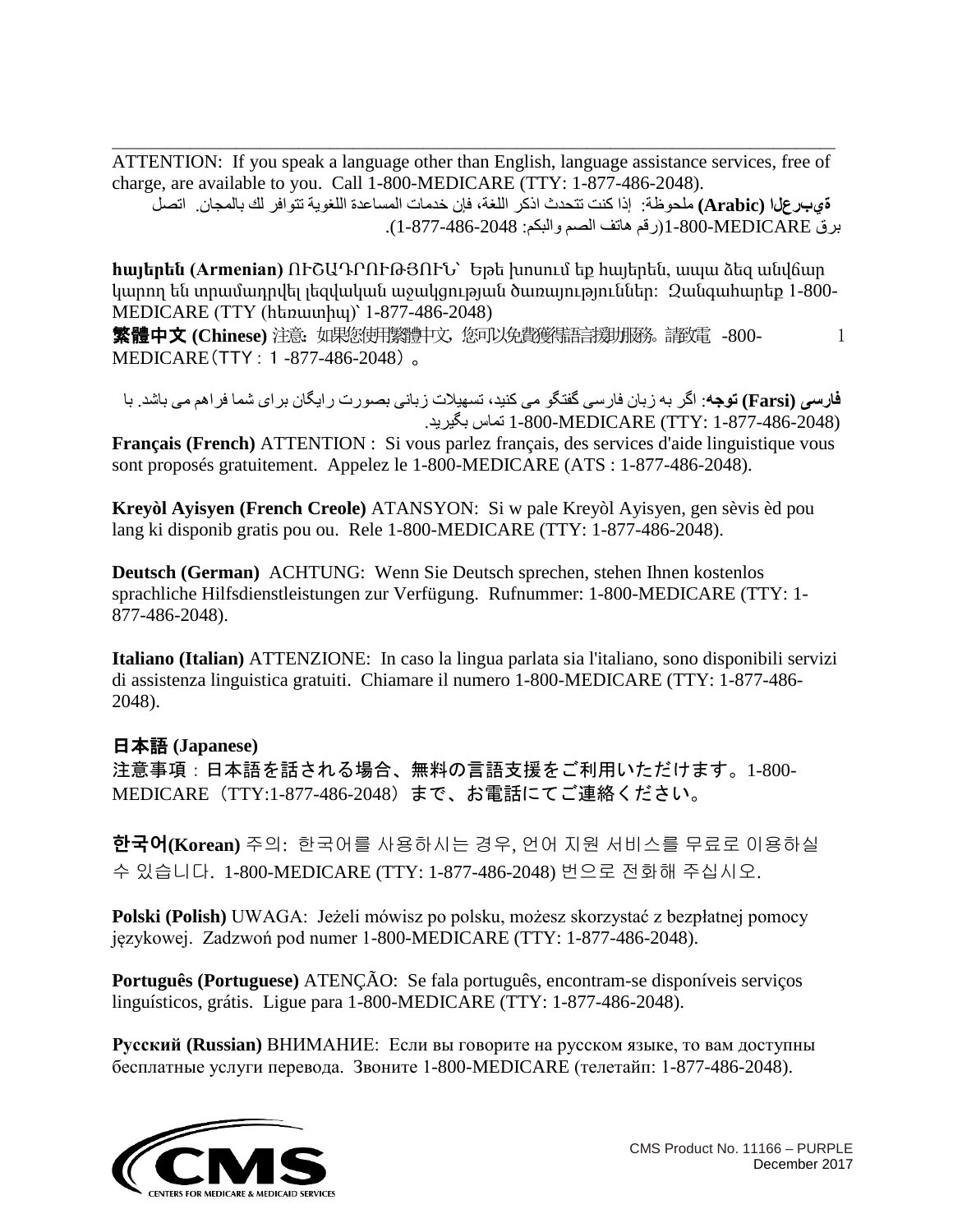ATTENTION: If you speak a language other than English, language assistance services, free of charge, are available to you. Call 1-800-MEDICARE (TTY: 1-877-486-2048).

**(Arabic) ةيبرعلا** ملحوظة: إذا كنت تتحدث اذكر اللغة، فإن خدمات المساعدة اللغوية تتوافر لك بالمجان. اتصل برق 1-800-MEDICARE (رقم هاتف الصم والبكم: 1-877-486-2048).

**հայերեն (Armenian)** ՈՒՇԱԴՐՈՒԹՅՈՒՆ՝ Եթե խոսում եք հայերեն, ապա ձեզ անվճար կարող են տրամադրվել լեզվական աջակցության ծառայություններ: Զանգահարեք 1-800-MEDICARE (TTY (հեռատիպ)՝ 1-877-486-2048)

**繁體中文 (Chinese)** 注意：如果您使用繁體中文，您可以免費獲得語言援助服務。請致電 1-800-MEDICARE（TTY：1-877-486-2048）。

**فارسی (Farsi) توجه**: اگر به زبان فارسی گفتگو می کنید، تسهیلات زبانی بصورت رایگان برای شما فراهم می باشد. با 1-800-MEDICARE (TTY: 1-877-486-2048) تماس بگیرید.

**Français (French)** ATTENTION : Si vous parlez français, des services d'aide linguistique vous sont proposés gratuitement. Appelez le 1-800-MEDICARE (ATS : 1-877-486-2048).

**Kreyòl Ayisyen (French Creole)** ATANSYON: Si w pale Kreyòl Ayisyen, gen sèvis èd pou lang ki disponib gratis pou ou. Rele 1-800-MEDICARE (TTY: 1-877-486-2048).

**Deutsch (German)** ACHTUNG: Wenn Sie Deutsch sprechen, stehen Ihnen kostenlos sprachliche Hilfsdienstleistungen zur Verfügung. Rufnummer: 1-800-MEDICARE (TTY: 1-877-486-2048).

**Italiano (Italian)** ATTENZIONE: In caso la lingua parlata sia l'italiano, sono disponibili servizi di assistenza linguistica gratuiti. Chiamare il numero 1-800-MEDICARE (TTY: 1-877-486-2048).

**日本語 (Japanese)**
注意事項：日本語を話される場合、無料の言語支援をご利用いただけます。1-800-MEDICARE（TTY:1-877-486-2048）まで、お電話にてご連絡ください。

**한국어(Korean)** 주의: 한국어를 사용하시는 경우, 언어 지원 서비스를 무료로 이용하실 수 있습니다. 1-800-MEDICARE (TTY: 1-877-486-2048) 번으로 전화해 주십시오.

**Polski (Polish)** UWAGA: Jeżeli mówisz po polsku, możesz skorzystać z bezpłatnej pomocy językowej. Zadzwoń pod numer 1-800-MEDICARE (TTY: 1-877-486-2048).

**Português (Portuguese)** ATENÇÃO: Se fala português, encontram-se disponíveis serviços linguísticos, grátis. Ligue para 1-800-MEDICARE (TTY: 1-877-486-2048).

**Русский (Russian)** ВНИМАНИЕ: Если вы говорите на русском языке, то вам доступны бесплатные услуги перевода. Звоните 1-800-MEDICARE (телетайп: 1-877-486-2048).

CMS Product No. 11166 – PURPLE
December 2017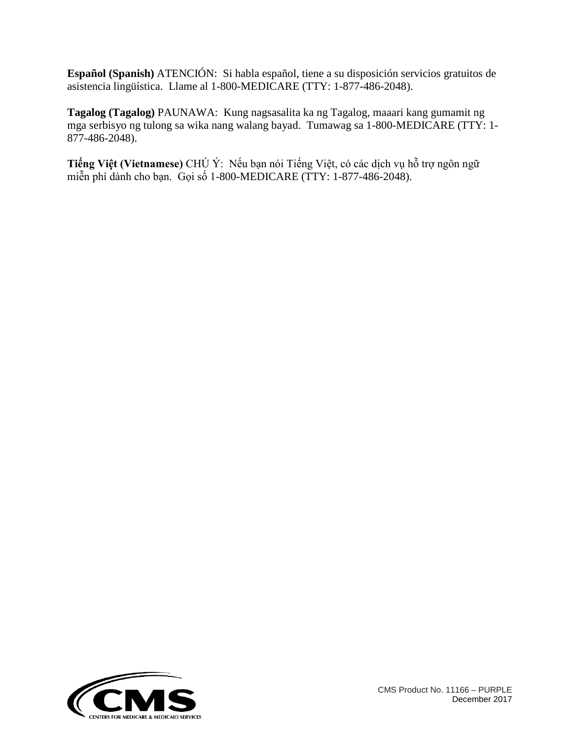**Español (Spanish)** ATENCIÓN: Si habla español, tiene a su disposición servicios gratuitos de asistencia lingüística. Llame al 1-800-MEDICARE (TTY: 1-877-486-2048).

**Tagalog (Tagalog)** PAUNAWA: Kung nagsasalita ka ng Tagalog, maaari kang gumamit ng mga serbisyo ng tulong sa wika nang walang bayad. Tumawag sa 1-800-MEDICARE (TTY: 1-877-486-2048).

**Tiếng Việt (Vietnamese)** CHÚ Ý: Nếu bạn nói Tiếng Việt, có các dịch vụ hỗ trợ ngôn ngữ miễn phí dành cho bạn. Gọi số 1-800-MEDICARE (TTY: 1-877-486-2048).

CMS Product No. 11166 – PURPLE
December 2017